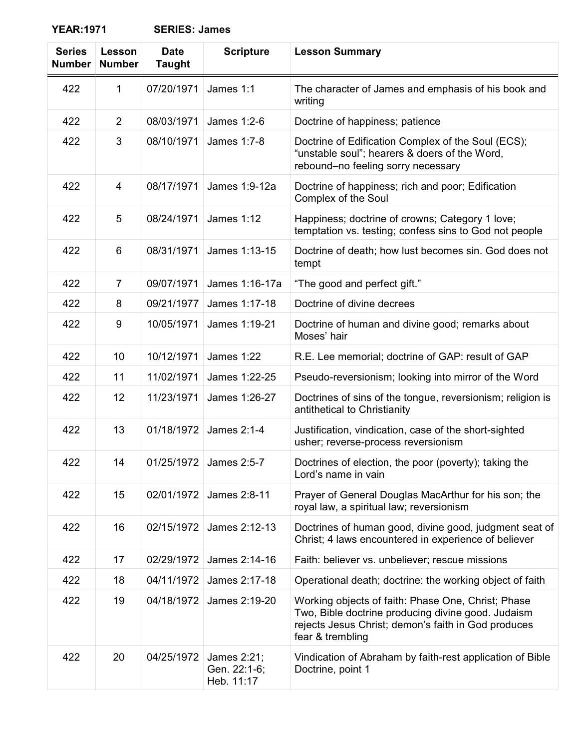**YEAR:1971 SERIES: James**

| Series Number | Lesson Number | Date Taught | Scripture | Lesson Summary |
|---|---|---|---|---|
| 422 | 1 | 07/20/1971 | James 1:1 | The character of James and emphasis of his book and writing |
| 422 | 2 | 08/03/1971 | James 1:2-6 | Doctrine of happiness; patience |
| 422 | 3 | 08/10/1971 | James 1:7-8 | Doctrine of Edification Complex of the Soul (ECS); "unstable soul"; hearers & doers of the Word, rebound–no feeling sorry necessary |
| 422 | 4 | 08/17/1971 | James 1:9-12a | Doctrine of happiness; rich and poor; Edification Complex of the Soul |
| 422 | 5 | 08/24/1971 | James 1:12 | Happiness; doctrine of crowns; Category 1 love; temptation vs. testing; confess sins to God not people |
| 422 | 6 | 08/31/1971 | James 1:13-15 | Doctrine of death; how lust becomes sin. God does not tempt |
| 422 | 7 | 09/07/1971 | James 1:16-17a | "The good and perfect gift." |
| 422 | 8 | 09/21/1977 | James 1:17-18 | Doctrine of divine decrees |
| 422 | 9 | 10/05/1971 | James 1:19-21 | Doctrine of human and divine good; remarks about Moses' hair |
| 422 | 10 | 10/12/1971 | James 1:22 | R.E. Lee memorial; doctrine of GAP: result of GAP |
| 422 | 11 | 11/02/1971 | James 1:22-25 | Pseudo-reversionism; looking into mirror of the Word |
| 422 | 12 | 11/23/1971 | James 1:26-27 | Doctrines of sins of the tongue, reversionism; religion is antithetical to Christianity |
| 422 | 13 | 01/18/1972 | James 2:1-4 | Justification, vindication, case of the short-sighted usher; reverse-process reversionism |
| 422 | 14 | 01/25/1972 | James 2:5-7 | Doctrines of election, the poor (poverty); taking the Lord's name in vain |
| 422 | 15 | 02/01/1972 | James 2:8-11 | Prayer of General Douglas MacArthur for his son; the royal law, a spiritual law; reversionism |
| 422 | 16 | 02/15/1972 | James 2:12-13 | Doctrines of human good, divine good, judgment seat of Christ; 4 laws encountered in experience of believer |
| 422 | 17 | 02/29/1972 | James 2:14-16 | Faith: believer vs. unbeliever; rescue missions |
| 422 | 18 | 04/11/1972 | James 2:17-18 | Operational death; doctrine: the working object of faith |
| 422 | 19 | 04/18/1972 | James 2:19-20 | Working objects of faith: Phase One, Christ; Phase Two, Bible doctrine producing divine good. Judaism rejects Jesus Christ; demon's faith in God produces fear & trembling |
| 422 | 20 | 04/25/1972 | James 2:21; Gen. 22:1-6; Heb. 11:17 | Vindication of Abraham by faith-rest application of Bible Doctrine, point 1 |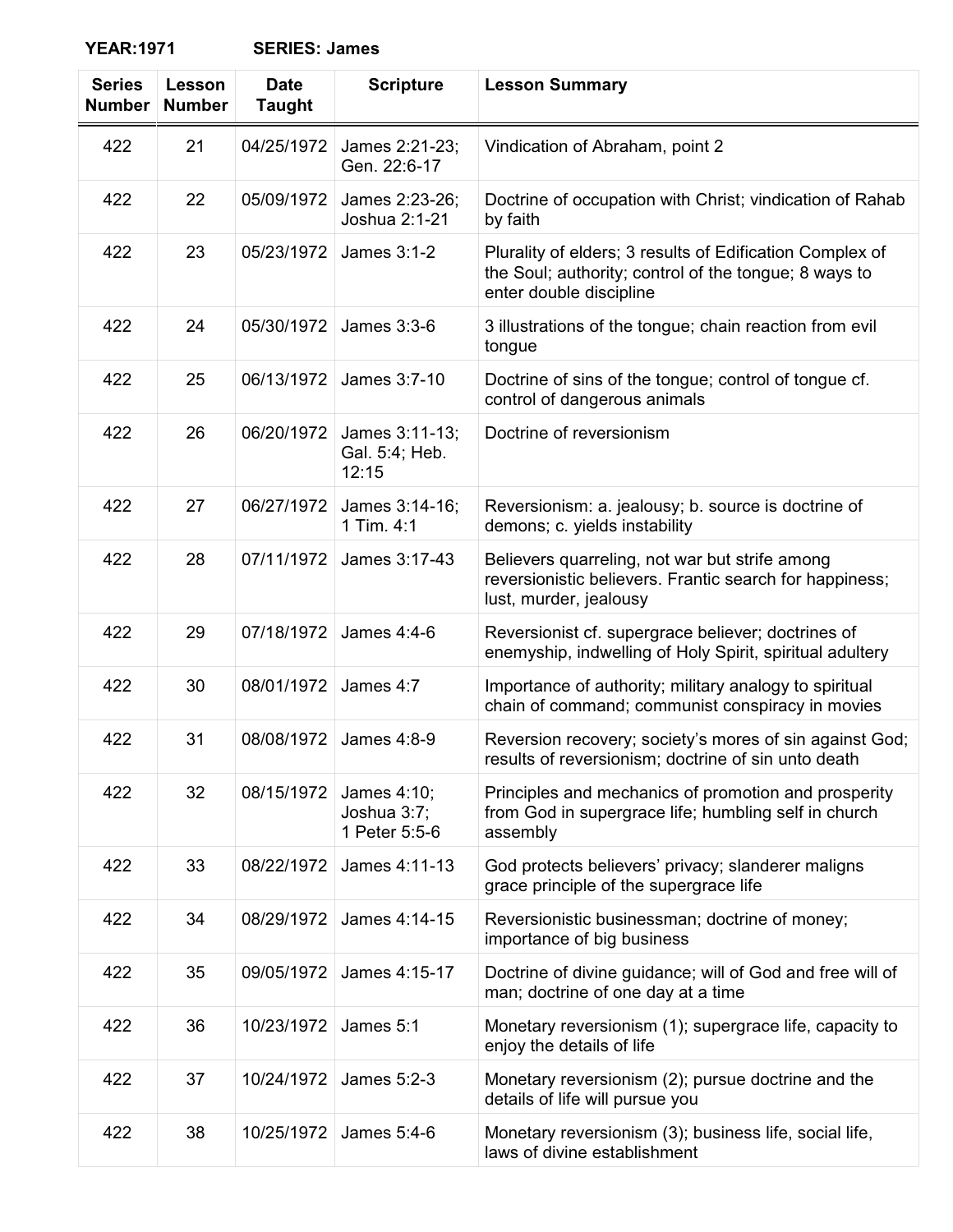**YEAR:1971 SERIES: James**

| Series Number | Lesson Number | Date Taught | Scripture | Lesson Summary |
|---|---|---|---|---|
| 422 | 21 | 04/25/1972 | James 2:21-23; Gen. 22:6-17 | Vindication of Abraham, point 2 |
| 422 | 22 | 05/09/1972 | James 2:23-26; Joshua 2:1-21 | Doctrine of occupation with Christ; vindication of Rahab by faith |
| 422 | 23 | 05/23/1972 | James 3:1-2 | Plurality of elders; 3 results of Edification Complex of the Soul; authority; control of the tongue; 8 ways to enter double discipline |
| 422 | 24 | 05/30/1972 | James 3:3-6 | 3 illustrations of the tongue; chain reaction from evil tongue |
| 422 | 25 | 06/13/1972 | James 3:7-10 | Doctrine of sins of the tongue; control of tongue cf. control of dangerous animals |
| 422 | 26 | 06/20/1972 | James 3:11-13; Gal. 5:4; Heb. 12:15 | Doctrine of reversionism |
| 422 | 27 | 06/27/1972 | James 3:14-16; 1 Tim. 4:1 | Reversionism: a. jealousy; b. source is doctrine of demons; c. yields instability |
| 422 | 28 | 07/11/1972 | James 3:17-43 | Believers quarreling, not war but strife among reversionistic believers. Frantic search for happiness; lust, murder, jealousy |
| 422 | 29 | 07/18/1972 | James 4:4-6 | Reversionist cf. supergrace believer; doctrines of enemyship, indwelling of Holy Spirit, spiritual adultery |
| 422 | 30 | 08/01/1972 | James 4:7 | Importance of authority; military analogy to spiritual chain of command; communist conspiracy in movies |
| 422 | 31 | 08/08/1972 | James 4:8-9 | Reversion recovery; society's mores of sin against God; results of reversionism; doctrine of sin unto death |
| 422 | 32 | 08/15/1972 | James 4:10; Joshua 3:7; 1 Peter 5:5-6 | Principles and mechanics of promotion and prosperity from God in supergrace life; humbling self in church assembly |
| 422 | 33 | 08/22/1972 | James 4:11-13 | God protects believers' privacy; slanderer maligns grace principle of the supergrace life |
| 422 | 34 | 08/29/1972 | James 4:14-15 | Reversionistic businessman; doctrine of money; importance of big business |
| 422 | 35 | 09/05/1972 | James 4:15-17 | Doctrine of divine guidance; will of God and free will of man; doctrine of one day at a time |
| 422 | 36 | 10/23/1972 | James 5:1 | Monetary reversionism (1); supergrace life, capacity to enjoy the details of life |
| 422 | 37 | 10/24/1972 | James 5:2-3 | Monetary reversionism (2); pursue doctrine and the details of life will pursue you |
| 422 | 38 | 10/25/1972 | James 5:4-6 | Monetary reversionism (3); business life, social life, laws of divine establishment |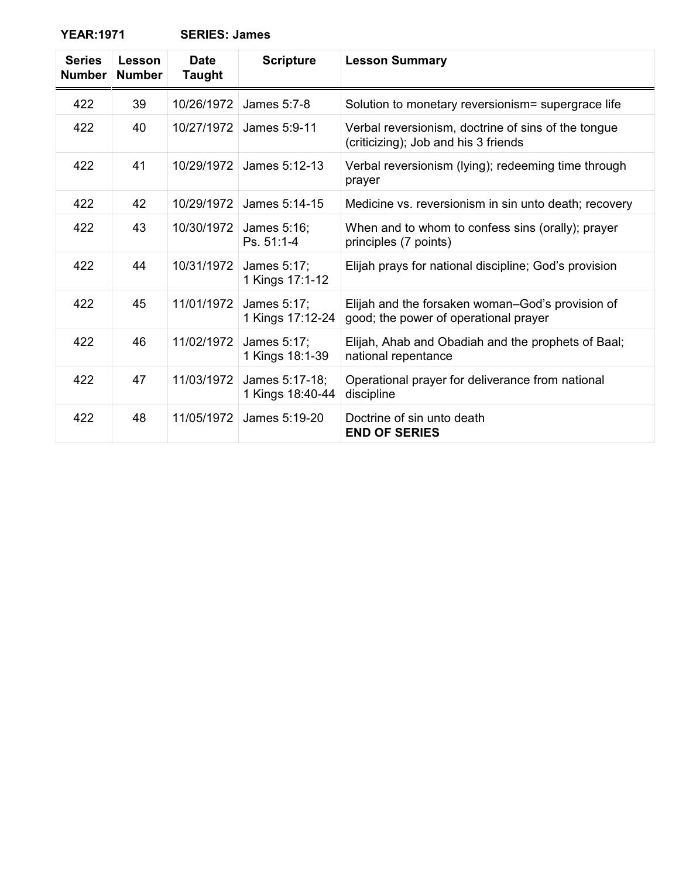**YEAR:1971 SERIES: James**

| Series Number | Lesson Number | Date Taught | Scripture | Lesson Summary |
|---|---|---|---|---|
| 422 | 39 | 10/26/1972 | James 5:7-8 | Solution to monetary reversionism= supergrace life |
| 422 | 40 | 10/27/1972 | James 5:9-11 | Verbal reversionism, doctrine of sins of the tongue (criticizing); Job and his 3 friends |
| 422 | 41 | 10/29/1972 | James 5:12-13 | Verbal reversionism (lying); redeeming time through prayer |
| 422 | 42 | 10/29/1972 | James 5:14-15 | Medicine vs. reversionism in sin unto death; recovery |
| 422 | 43 | 10/30/1972 | James 5:16; Ps. 51:1-4 | When and to whom to confess sins (orally); prayer principles (7 points) |
| 422 | 44 | 10/31/1972 | James 5:17; 1 Kings 17:1-12 | Elijah prays for national discipline; God's provision |
| 422 | 45 | 11/01/1972 | James 5:17; 1 Kings 17:12-24 | Elijah and the forsaken woman–God's provision of good; the power of operational prayer |
| 422 | 46 | 11/02/1972 | James 5:17; 1 Kings 18:1-39 | Elijah, Ahab and Obadiah and the prophets of Baal; national repentance |
| 422 | 47 | 11/03/1972 | James 5:17-18; 1 Kings 18:40-44 | Operational prayer for deliverance from national discipline |
| 422 | 48 | 11/05/1972 | James 5:19-20 | Doctrine of sin unto death **END OF SERIES** |